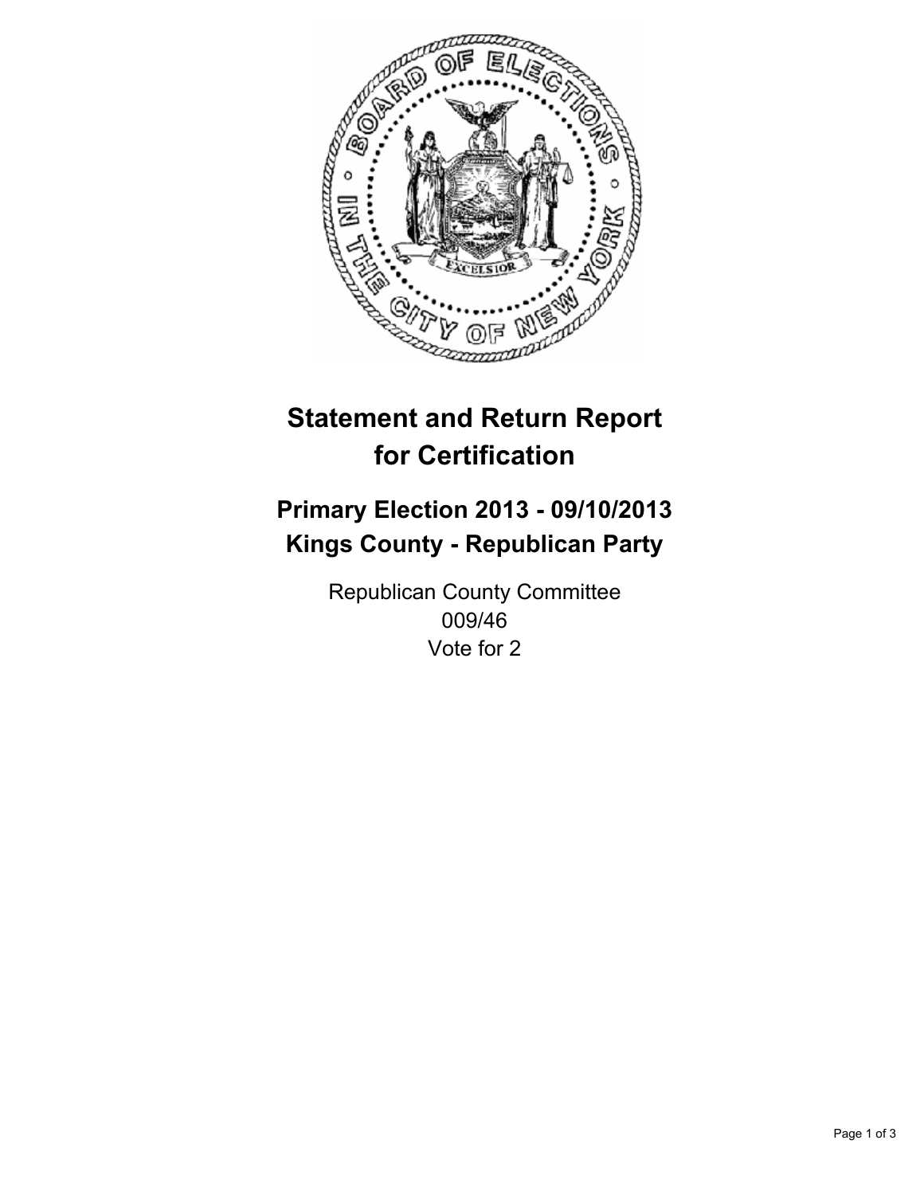# Statement and Return Report for Certification

## Primary Election 2013 - 09/10/2013
## Kings County - Republican Party

Republican County Committee
009/46
Vote for 2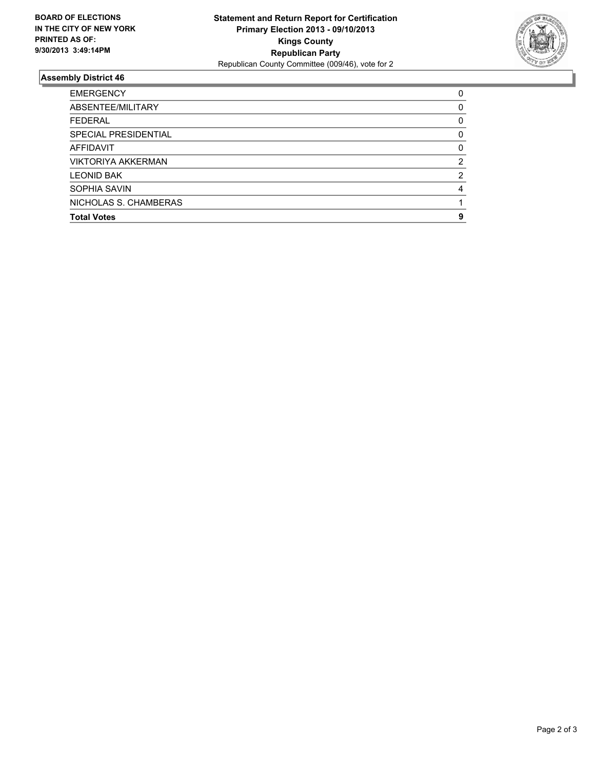**BOARD OF ELECTIONS IN THE CITY OF NEW YORK PRINTED AS OF: 9/30/2013 3:49:14PM**

**Statement and Return Report for Certification**
**Primary Election 2013 - 09/10/2013**
**Kings County**
**Republican Party**
Republican County Committee (009/46), vote for 2

## Assembly District 46

| | |
|---|---|
| EMERGENCY | 0 |
| ABSENTEE/MILITARY | 0 |
| FEDERAL | 0 |
| SPECIAL PRESIDENTIAL | 0 |
| AFFIDAVIT | 0 |
| VIKTORIYA AKKERMAN | 2 |
| LEONID BAK | 2 |
| SOPHIA SAVIN | 4 |
| NICHOLAS S. CHAMBERAS | 1 |
| **Total Votes** | **9** |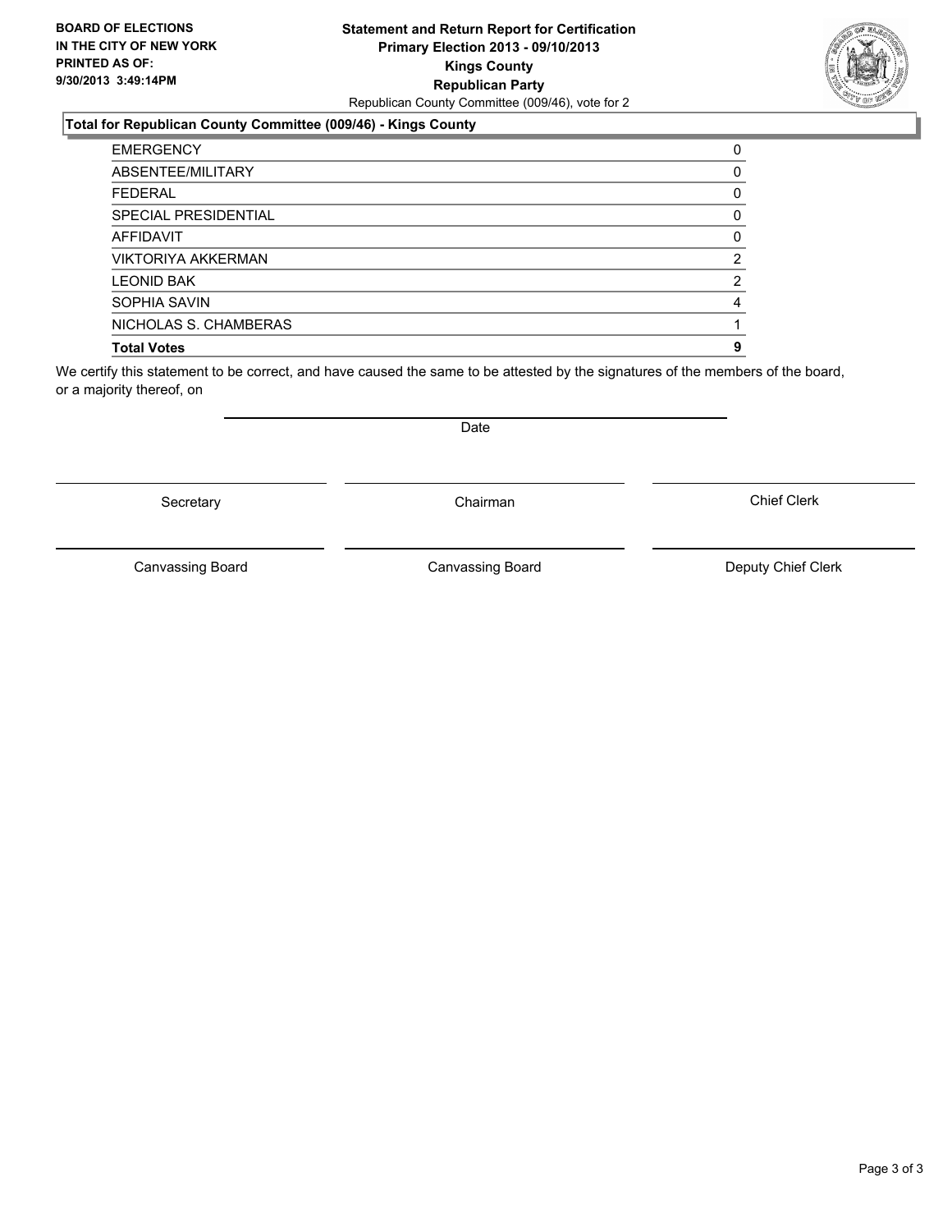**BOARD OF ELECTIONS IN THE CITY OF NEW YORK PRINTED AS OF: 9/30/2013 3:49:14PM**

**Statement and Return Report for Certification**
**Primary Election 2013 - 09/10/2013**
**Kings County**
**Republican Party**
Republican County Committee (009/46), vote for 2

**Total for Republican County Committee (009/46) - Kings County**

| | |
|---|---|
| EMERGENCY | 0 |
| ABSENTEE/MILITARY | 0 |
| FEDERAL | 0 |
| SPECIAL PRESIDENTIAL | 0 |
| AFFIDAVIT | 0 |
| VIKTORIYA AKKERMAN | 2 |
| LEONID BAK | 2 |
| SOPHIA SAVIN | 4 |
| NICHOLAS S. CHAMBERAS | 1 |
| **Total Votes** | **9** |

We certify this statement to be correct, and have caused the same to be attested by the signatures of the members of the board, or a majority thereof, on

Date

Secretary

Chairman

Chief Clerk

Canvassing Board

Canvassing Board

Deputy Chief Clerk